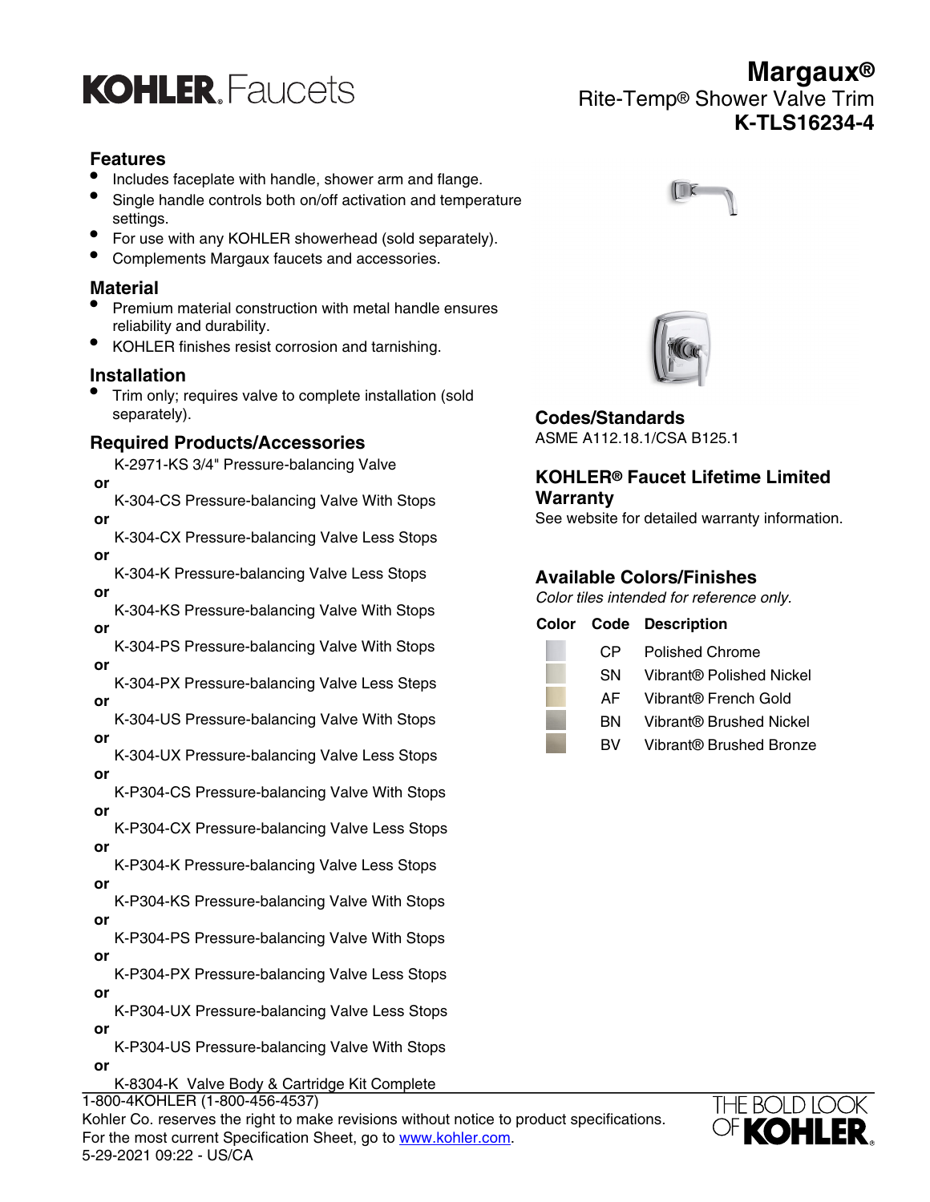# Margaux®

Rite-Temp® Shower Valve Trim

**K-TLS16234-4**

KOHLER. Faucets

## Features

- Includes faceplate with handle, shower arm and flange.
- Single handle controls both on/off activation and temperature settings.
- For use with any KOHLER showerhead (sold separately).
- Complements Margaux faucets and accessories.

## Material

- Premium material construction with metal handle ensures reliability and durability.
- KOHLER finishes resist corrosion and tarnishing.

## Installation

- Trim only; requires valve to complete installation (sold separately).

## Required Products/Accessories

K-2971-KS 3/4" Pressure-balancing Valve
**or**
K-304-CS Pressure-balancing Valve With Stops
**or**
K-304-CX Pressure-balancing Valve Less Stops
**or**
K-304-K Pressure-balancing Valve Less Stops
**or**
K-304-KS Pressure-balancing Valve With Stops
**or**
K-304-PS Pressure-balancing Valve With Stops
**or**
K-304-PX Pressure-balancing Valve Less Steps
**or**
K-304-US Pressure-balancing Valve With Stops
**or**
K-304-UX Pressure-balancing Valve Less Stops
**or**
K-P304-CS Pressure-balancing Valve With Stops
**or**
K-P304-CX Pressure-balancing Valve Less Stops
**or**
K-P304-K Pressure-balancing Valve Less Stops
**or**
K-P304-KS Pressure-balancing Valve With Stops
**or**
K-P304-PS Pressure-balancing Valve With Stops
**or**
K-P304-PX Pressure-balancing Valve Less Stops
**or**
K-P304-UX Pressure-balancing Valve Less Stops
**or**
K-P304-US Pressure-balancing Valve With Stops
**or**
K-8304-K Valve Body & Cartridge Kit Complete

## Codes/Standards

ASME A112.18.1/CSA B125.1

## KOHLER® Faucet Lifetime Limited Warranty

See website for detailed warranty information.

## Available Colors/Finishes

*Color tiles intended for reference only.*

| Color | Code | Description |
|---|---|---|
| | CP | Polished Chrome |
| | SN | Vibrant® Polished Nickel |
| | AF | Vibrant® French Gold |
| | BN | Vibrant® Brushed Nickel |
| | BV | Vibrant® Brushed Bronze |

1-800-4KOHLER (1-800-456-4537)
Kohler Co. reserves the right to make revisions without notice to product specifications.
For the most current Specification Sheet, go to www.kohler.com.
5-29-2021 09:22 - US/CA

THE BOLD LOOK OF KOHLER.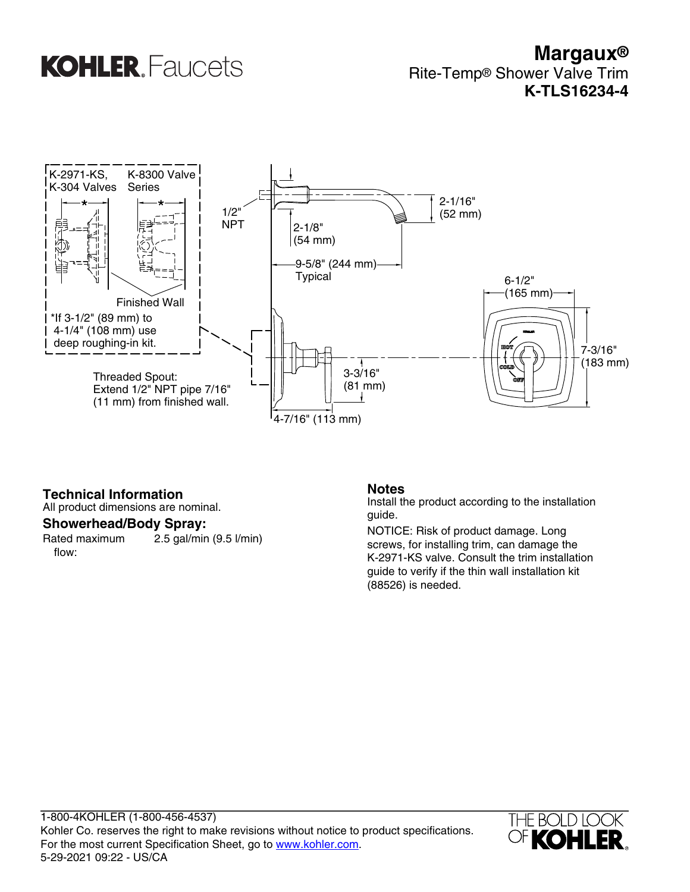**KOHLER** Faucets

# Margaux®

Rite-Temp® Shower Valve Trim

**K-TLS16234-4**

K-2971-KS, K-304 Valves

K-8300 Valve Series

Finished Wall

*If 3-1/2" (89 mm) to 4-1/4" (108 mm) use deep roughing-in kit.

1/2" NPT

2-1/8" (54 mm)

2-1/16" (52 mm)

9-5/8" (244 mm) Typical

6-1/2" (165 mm)

7-3/16" (183 mm)

3-3/16" (81 mm)

4-7/16" (113 mm)

Threaded Spout: Extend 1/2" NPT pipe 7/16" (11 mm) from finished wall.

## Technical Information

All product dimensions are nominal.

### Showerhead/Body Spray:

| | |
|---|---|
| Rated maximum flow: | 2.5 gal/min (9.5 l/min) |

## Notes

Install the product according to the installation guide.

NOTICE: Risk of product damage. Long screws, for installing trim, can damage the K-2971-KS valve. Consult the trim installation guide to verify if the thin wall installation kit (88526) is needed.

1-800-4KOHLER (1-800-456-4537)
Kohler Co. reserves the right to make revisions without notice to product specifications.
For the most current Specification Sheet, go to www.kohler.com.
5-29-2021 09:22 - US/CA

THE BOLD LOOK OF KOHLER.